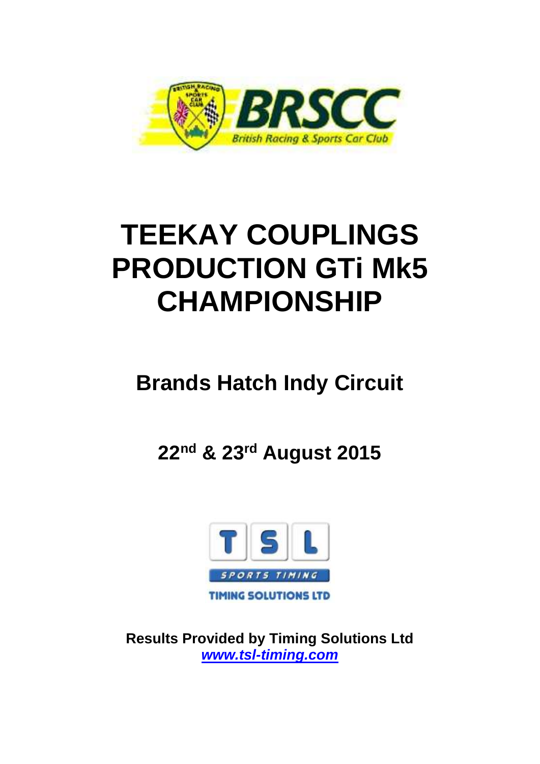# TEEKAY COUPLINGS PRODUCTION GTi Mk5 CHAMPIONSHIP

## Brands Hatch Indy Circuit

## 22nd & 23rd August 2015

**Results Provided by Timing Solutions Ltd**
***www.tsl-timing.com***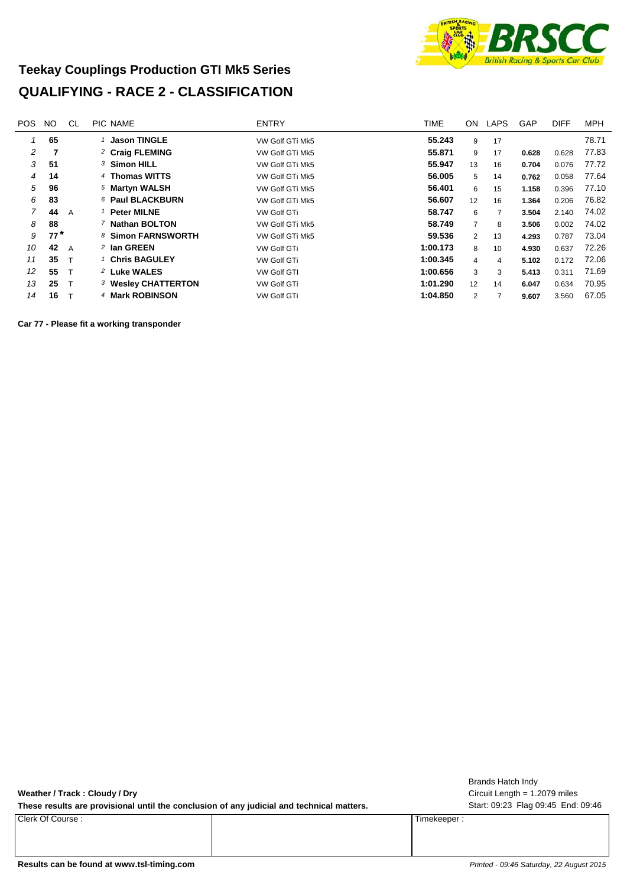# Teekay Couplings Production GTI Mk5 Series

## QUALIFYING - RACE 2 - CLASSIFICATION

| POS | NO | CL | PIC | NAME | ENTRY | TIME | ON | LAPS | GAP | DIFF | MPH |
|---|---|---|---|---|---|---|---|---|---|---|---|
| 1 | **65** | | 1 | **Jason TINGLE** | VW Golf GTi Mk5 | **55.243** | 9 | 17 | | | 78.71 |
| 2 | **7** | | 2 | **Craig FLEMING** | VW Golf GTi Mk5 | **55.871** | 9 | 17 | **0.628** | 0.628 | 77.83 |
| 3 | **51** | | 3 | **Simon HILL** | VW Golf GTi Mk5 | **55.947** | 13 | 16 | **0.704** | 0.076 | 77.72 |
| 4 | **14** | | 4 | **Thomas WITTS** | VW Golf GTi Mk5 | **56.005** | 5 | 14 | **0.762** | 0.058 | 77.64 |
| 5 | **96** | | 5 | **Martyn WALSH** | VW Golf GTi Mk5 | **56.401** | 6 | 15 | **1.158** | 0.396 | 77.10 |
| 6 | **83** | | 6 | **Paul BLACKBURN** | VW Golf GTi Mk5 | **56.607** | 12 | 16 | **1.364** | 0.206 | 76.82 |
| 7 | **44** | A | 1 | **Peter MILNE** | VW Golf GTi | **58.747** | 6 | 7 | **3.504** | 2.140 | 74.02 |
| 8 | **88** | | 7 | **Nathan BOLTON** | VW Golf GTi Mk5 | **58.749** | 7 | 8 | **3.506** | 0.002 | 74.02 |
| 9 | **77*** | | 8 | **Simon FARNSWORTH** | VW Golf GTi Mk5 | **59.536** | 2 | 13 | **4.293** | 0.787 | 73.04 |
| 10 | **42** | A | 2 | **Ian GREEN** | VW Golf GTi | **1:00.173** | 8 | 10 | **4.930** | 0.637 | 72.26 |
| 11 | **35** | T | 1 | **Chris BAGULEY** | VW Golf GTi | **1:00.345** | 4 | 4 | **5.102** | 0.172 | 72.06 |
| 12 | **55** | T | 2 | **Luke WALES** | VW Golf GTI | **1:00.656** | 3 | 3 | **5.413** | 0.311 | 71.69 |
| 13 | **25** | T | 3 | **Wesley CHATTERTON** | VW Golf GTi | **1:01.290** | 12 | 14 | **6.047** | 0.634 | 70.95 |
| 14 | **16** | T | 4 | **Mark ROBINSON** | VW Golf GTi | **1:04.850** | 2 | 7 | **9.607** | 3.560 | 67.05 |

**Car 77 - Please fit a working transponder**

**Weather / Track : Cloudy / Dry**

**These results are provisional until the conclusion of any judicial and technical matters.**

Brands Hatch Indy
Circuit Length = 1.2079 miles
Start: 09:23 Flag 09:45 End: 09:46

| Clerk Of Course : | | Timekeeper : |
|---|---|---|
| | | |

**Results can be found at www.tsl-timing.com**

*Printed - 09:46 Saturday, 22 August 2015*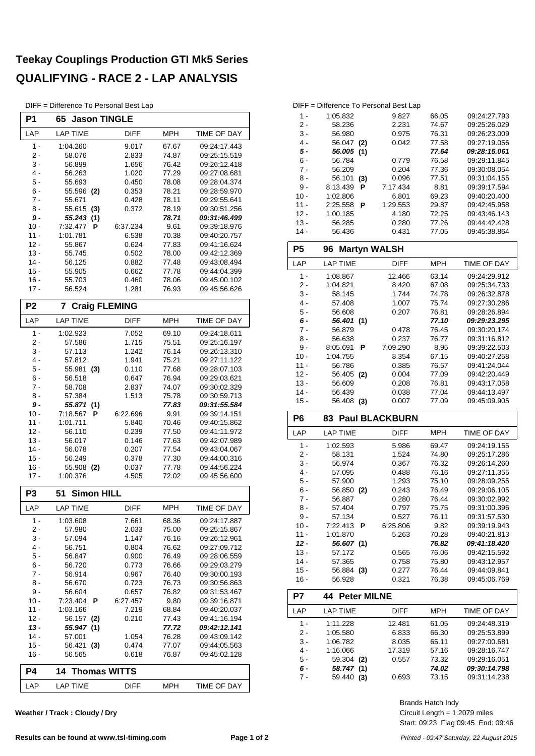# Teekay Couplings Production GTI Mk5 Series

## QUALIFYING - RACE 2 - LAP ANALYSIS

DIFF = Difference To Personal Best Lap

### P1 65 Jason TINGLE

| LAP | LAP TIME | DIFF | MPH | TIME OF DAY |
|---|---|---|---|---|
| 1 - | 1:04.260 | 9.017 | 67.67 | 09:24:17.443 |
| 2 - | 58.076 | 2.833 | 74.87 | 09:25:15.519 |
| 3 - | 56.899 | 1.656 | 76.42 | 09:26:12.418 |
| 4 - | 56.263 | 1.020 | 77.29 | 09:27:08.681 |
| 5 - | 55.693 | 0.450 | 78.08 | 09:28:04.374 |
| 6 - | 55.596 (2) | 0.353 | 78.21 | 09:28:59.970 |
| 7 - | 55.671 | 0.428 | 78.11 | 09:29:55.641 |
| 8 - | 55.615 (3) | 0.372 | 78.19 | 09:30:51.256 |
| ***9 -*** | ***55.243 (1)*** | | ***78.71*** | ***09:31:46.499*** |
| 10 - | 7:32.477 P | 6:37.234 | 9.61 | 09:39:18.976 |
| 11 - | 1:01.781 | 6.538 | 70.38 | 09:40:20.757 |
| 12 - | 55.867 | 0.624 | 77.83 | 09:41:16.624 |
| 13 - | 55.745 | 0.502 | 78.00 | 09:42:12.369 |
| 14 - | 56.125 | 0.882 | 77.48 | 09:43:08.494 |
| 15 - | 55.905 | 0.662 | 77.78 | 09:44:04.399 |
| 16 - | 55.703 | 0.460 | 78.06 | 09:45:00.102 |
| 17 - | 56.524 | 1.281 | 76.93 | 09:45:56.626 |

### P2 7 Craig FLEMING

| LAP | LAP TIME | DIFF | MPH | TIME OF DAY |
|---|---|---|---|---|
| 1 - | 1:02.923 | 7.052 | 69.10 | 09:24:18.611 |
| 2 - | 57.586 | 1.715 | 75.51 | 09:25:16.197 |
| 3 - | 57.113 | 1.242 | 76.14 | 09:26:13.310 |
| 4 - | 57.812 | 1.941 | 75.21 | 09:27:11.122 |
| 5 - | 55.981 (3) | 0.110 | 77.68 | 09:28:07.103 |
| 6 - | 56.518 | 0.647 | 76.94 | 09:29:03.621 |
| 7 - | 58.708 | 2.837 | 74.07 | 09:30:02.329 |
| 8 - | 57.384 | 1.513 | 75.78 | 09:30:59.713 |
| ***9 -*** | ***55.871 (1)*** | | ***77.83*** | ***09:31:55.584*** |
| 10 - | 7:18.567 P | 6:22.696 | 9.91 | 09:39:14.151 |
| 11 - | 1:01.711 | 5.840 | 70.46 | 09:40:15.862 |
| 12 - | 56.110 | 0.239 | 77.50 | 09:41:11.972 |
| 13 - | 56.017 | 0.146 | 77.63 | 09:42:07.989 |
| 14 - | 56.078 | 0.207 | 77.54 | 09:43:04.067 |
| 15 - | 56.249 | 0.378 | 77.30 | 09:44:00.316 |
| 16 - | 55.908 (2) | 0.037 | 77.78 | 09:44:56.224 |
| 17 - | 1:00.376 | 4.505 | 72.02 | 09:45:56.600 |

### P3 51 Simon HILL

| LAP | LAP TIME | DIFF | MPH | TIME OF DAY |
|---|---|---|---|---|
| 1 - | 1:03.608 | 7.661 | 68.36 | 09:24:17.887 |
| 2 - | 57.980 | 2.033 | 75.00 | 09:25:15.867 |
| 3 - | 57.094 | 1.147 | 76.16 | 09:26:12.961 |
| 4 - | 56.751 | 0.804 | 76.62 | 09:27:09.712 |
| 5 - | 56.847 | 0.900 | 76.49 | 09:28:06.559 |
| 6 - | 56.720 | 0.773 | 76.66 | 09:29:03.279 |
| 7 - | 56.914 | 0.967 | 76.40 | 09:30:00.193 |
| 8 - | 56.670 | 0.723 | 76.73 | 09:30:56.863 |
| 9 - | 56.604 | 0.657 | 76.82 | 09:31:53.467 |
| 10 - | 7:23.404 P | 6:27.457 | 9.80 | 09:39:16.871 |
| 11 - | 1:03.166 | 7.219 | 68.84 | 09:40:20.037 |
| 12 - | 56.157 (2) | 0.210 | 77.43 | 09:41:16.194 |
| ***13 -*** | ***55.947 (1)*** | | ***77.72*** | ***09:42:12.141*** |
| 14 - | 57.001 | 1.054 | 76.28 | 09:43:09.142 |
| 15 - | 56.421 (3) | 0.474 | 77.07 | 09:44:05.563 |
| 16 - | 56.565 | 0.618 | 76.87 | 09:45:02.128 |

### P4 14 Thomas WITTS

| LAP | LAP TIME | DIFF | MPH | TIME OF DAY |
|---|---|---|---|---|
| 1 - | 1:05.832 | 9.827 | 66.05 | 09:24:27.793 |
| 2 - | 58.236 | 2.231 | 74.67 | 09:25:26.029 |
| 3 - | 56.980 | 0.975 | 76.31 | 09:26:23.009 |
| 4 - | 56.047 (2) | 0.042 | 77.58 | 09:27:19.056 |
| ***5 -*** | ***56.005 (1)*** | | ***77.64*** | ***09:28:15.061*** |
| 6 - | 56.784 | 0.779 | 76.58 | 09:29:11.845 |
| 7 - | 56.209 | 0.204 | 77.36 | 09:30:08.054 |
| 8 - | 56.101 (3) | 0.096 | 77.51 | 09:31:04.155 |
| 9 - | 8:13.439 P | 7:17.434 | 8.81 | 09:39:17.594 |
| 10 - | 1:02.806 | 6.801 | 69.23 | 09:40:20.400 |
| 11 - | 2:25.558 P | 1:29.553 | 29.87 | 09:42:45.958 |
| 12 - | 1:00.185 | 4.180 | 72.25 | 09:43:46.143 |
| 13 - | 56.285 | 0.280 | 77.26 | 09:44:42.428 |
| 14 - | 56.436 | 0.431 | 77.05 | 09:45:38.864 |

### P5 96 Martyn WALSH

| LAP | LAP TIME | DIFF | MPH | TIME OF DAY |
|---|---|---|---|---|
| 1 - | 1:08.867 | 12.466 | 63.14 | 09:24:29.912 |
| 2 - | 1:04.821 | 8.420 | 67.08 | 09:25:34.733 |
| 3 - | 58.145 | 1.744 | 74.78 | 09:26:32.878 |
| 4 - | 57.408 | 1.007 | 75.74 | 09:27:30.286 |
| 5 - | 56.608 | 0.207 | 76.81 | 09:28:26.894 |
| ***6 -*** | ***56.401 (1)*** | | ***77.10*** | ***09:29:23.295*** |
| 7 - | 56.879 | 0.478 | 76.45 | 09:30:20.174 |
| 8 - | 56.638 | 0.237 | 76.77 | 09:31:16.812 |
| 9 - | 8:05.691 P | 7:09.290 | 8.95 | 09:39:22.503 |
| 10 - | 1:04.755 | 8.354 | 67.15 | 09:40:27.258 |
| 11 - | 56.786 | 0.385 | 76.57 | 09:41:24.044 |
| 12 - | 56.405 (2) | 0.004 | 77.09 | 09:42:20.449 |
| 13 - | 56.609 | 0.208 | 76.81 | 09:43:17.058 |
| 14 - | 56.439 | 0.038 | 77.04 | 09:44:13.497 |
| 15 - | 56.408 (3) | 0.007 | 77.09 | 09:45:09.905 |

### P6 83 Paul BLACKBURN

| LAP | LAP TIME | DIFF | MPH | TIME OF DAY |
|---|---|---|---|---|
| 1 - | 1:02.593 | 5.986 | 69.47 | 09:24:19.155 |
| 2 - | 58.131 | 1.524 | 74.80 | 09:25:17.286 |
| 3 - | 56.974 | 0.367 | 76.32 | 09:26:14.260 |
| 4 - | 57.095 | 0.488 | 76.16 | 09:27:11.355 |
| 5 - | 57.900 | 1.293 | 75.10 | 09:28:09.255 |
| 6 - | 56.850 (2) | 0.243 | 76.49 | 09:29:06.105 |
| 7 - | 56.887 | 0.280 | 76.44 | 09:30:02.992 |
| 8 - | 57.404 | 0.797 | 75.75 | 09:31:00.396 |
| 9 - | 57.134 | 0.527 | 76.11 | 09:31:57.530 |
| 10 - | 7:22.413 P | 6:25.806 | 9.82 | 09:39:19.943 |
| 11 - | 1:01.870 | 5.263 | 70.28 | 09:40:21.813 |
| ***12 -*** | ***56.607 (1)*** | | ***76.82*** | ***09:41:18.420*** |
| 13 - | 57.172 | 0.565 | 76.06 | 09:42:15.592 |
| 14 - | 57.365 | 0.758 | 75.80 | 09:43:12.957 |
| 15 - | 56.884 (3) | 0.277 | 76.44 | 09:44:09.841 |
| 16 - | 56.928 | 0.321 | 76.38 | 09:45:06.769 |

### P7 44 Peter MILNE

| LAP | LAP TIME | DIFF | MPH | TIME OF DAY |
|---|---|---|---|---|
| 1 - | 1:11.228 | 12.481 | 61.05 | 09:24:48.319 |
| 2 - | 1:05.580 | 6.833 | 66.30 | 09:25:53.899 |
| 3 - | 1:06.782 | 8.035 | 65.11 | 09:27:00.681 |
| 4 - | 1:16.066 | 17.319 | 57.16 | 09:28:16.747 |
| 5 - | 59.304 (2) | 0.557 | 73.32 | 09:29:16.051 |
| ***6 -*** | ***58.747 (1)*** | | ***74.02*** | ***09:30:14.798*** |
| 7 - | 59.440 (3) | 0.693 | 73.15 | 09:31:14.238 |

Weather / Track : Cloudy / Dry

Brands Hatch Indy
Circuit Length = 1.2079 miles
Start: 09:23 Flag 09:45 End: 09:46

Results can be found at www.tsl-timing.com

*Printed - 09:47 Saturday, 22 August 2015*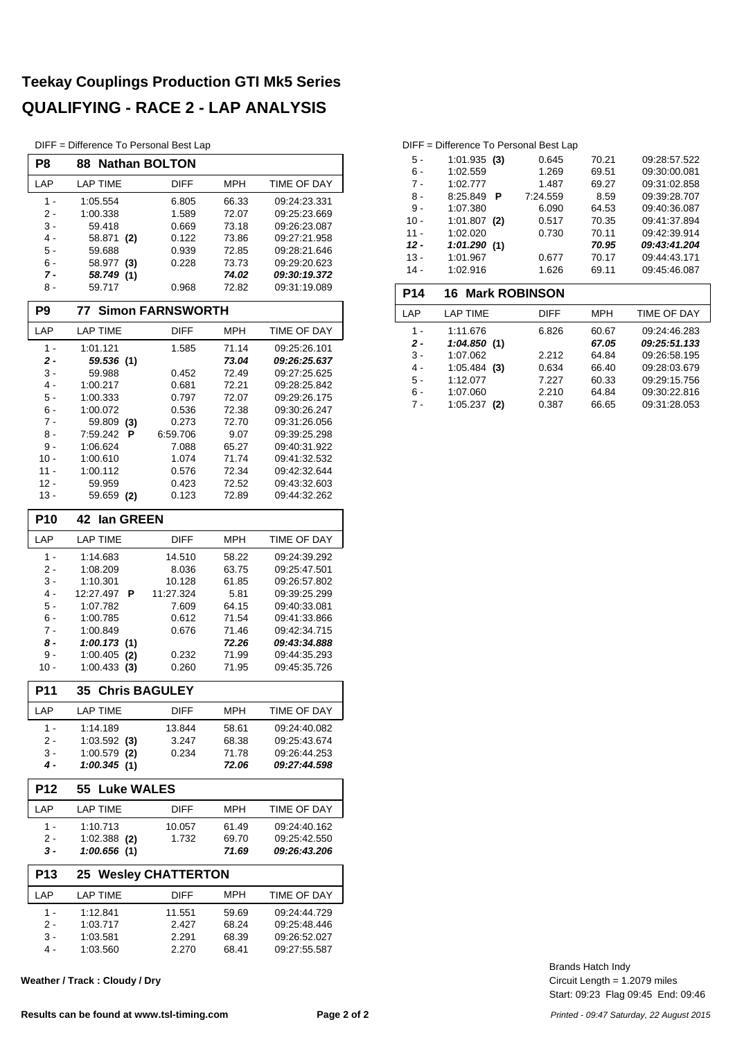# Teekay Couplings Production GTI Mk5 Series

## QUALIFYING - RACE 2 - LAP ANALYSIS

DIFF = Difference To Personal Best Lap

### P8 88 Nathan BOLTON

| LAP | LAP TIME | DIFF | MPH | TIME OF DAY |
|---|---|---|---|---|
| 1 - | 1:05.554 | 6.805 | 66.33 | 09:24:23.331 |
| 2 - | 1:00.338 | 1.589 | 72.07 | 09:25:23.669 |
| 3 - | 59.418 | 0.669 | 73.18 | 09:26:23.087 |
| 4 - | 58.871 **(2)** | 0.122 | 73.86 | 09:27:21.958 |
| 5 - | 59.688 | 0.939 | 72.85 | 09:28:21.646 |
| 6 - | 58.977 **(3)** | 0.228 | 73.73 | 09:29:20.623 |
| ***7 -*** | ***58.749* (1)** | | ***74.02*** | ***09:30:19.372*** |
| 8 - | 59.717 | 0.968 | 72.82 | 09:31:19.089 |

### P9 77 Simon FARNSWORTH

| LAP | LAP TIME | DIFF | MPH | TIME OF DAY |
|---|---|---|---|---|
| 1 - | 1:01.121 | 1.585 | 71.14 | 09:25:26.101 |
| ***2 -*** | ***59.536* (1)** | | ***73.04*** | ***09:26:25.637*** |
| 3 - | 59.988 | 0.452 | 72.49 | 09:27:25.625 |
| 4 - | 1:00.217 | 0.681 | 72.21 | 09:28:25.842 |
| 5 - | 1:00.333 | 0.797 | 72.07 | 09:29:26.175 |
| 6 - | 1:00.072 | 0.536 | 72.38 | 09:30:26.247 |
| 7 - | 59.809 **(3)** | 0.273 | 72.70 | 09:31:26.056 |
| 8 - | 7:59.242 **P** | 6:59.706 | 9.07 | 09:39:25.298 |
| 9 - | 1:06.624 | 7.088 | 65.27 | 09:40:31.922 |
| 10 - | 1:00.610 | 1.074 | 71.74 | 09:41:32.532 |
| 11 - | 1:00.112 | 0.576 | 72.34 | 09:42:32.644 |
| 12 - | 59.959 | 0.423 | 72.52 | 09:43:32.603 |
| 13 - | 59.659 **(2)** | 0.123 | 72.89 | 09:44:32.262 |

### P10 42 Ian GREEN

| LAP | LAP TIME | DIFF | MPH | TIME OF DAY |
|---|---|---|---|---|
| 1 - | 1:14.683 | 14.510 | 58.22 | 09:24:39.292 |
| 2 - | 1:08.209 | 8.036 | 63.75 | 09:25:47.501 |
| 3 - | 1:10.301 | 10.128 | 61.85 | 09:26:57.802 |
| 4 - | 12:27.497 **P** | 11:27.324 | 5.81 | 09:39:25.299 |
| 5 - | 1:07.782 | 7.609 | 64.15 | 09:40:33.081 |
| 6 - | 1:00.785 | 0.612 | 71.54 | 09:41:33.866 |
| 7 - | 1:00.849 | 0.676 | 71.46 | 09:42:34.715 |
| ***8 -*** | ***1:00.173* (1)** | | ***72.26*** | ***09:43:34.888*** |
| 9 - | 1:00.405 **(2)** | 0.232 | 71.99 | 09:44:35.293 |
| 10 - | 1:00.433 **(3)** | 0.260 | 71.95 | 09:45:35.726 |

### P11 35 Chris BAGULEY

| LAP | LAP TIME | DIFF | MPH | TIME OF DAY |
|---|---|---|---|---|
| 1 - | 1:14.189 | 13.844 | 58.61 | 09:24:40.082 |
| 2 - | 1:03.592 **(3)** | 3.247 | 68.38 | 09:25:43.674 |
| 3 - | 1:00.579 **(2)** | 0.234 | 71.78 | 09:26:44.253 |
| ***4 -*** | ***1:00.345* (1)** | | ***72.06*** | ***09:27:44.598*** |

### P12 55 Luke WALES

| LAP | LAP TIME | DIFF | MPH | TIME OF DAY |
|---|---|---|---|---|
| 1 - | 1:10.713 | 10.057 | 61.49 | 09:24:40.162 |
| 2 - | 1:02.388 **(2)** | 1.732 | 69.70 | 09:25:42.550 |
| ***3 -*** | ***1:00.656* (1)** | | ***71.69*** | ***09:26:43.206*** |

### P13 25 Wesley CHATTERTON

| LAP | LAP TIME | DIFF | MPH | TIME OF DAY |
|---|---|---|---|---|
| 1 - | 1:12.841 | 11.551 | 59.69 | 09:24:44.729 |
| 2 - | 1:03.717 | 2.427 | 68.24 | 09:25:48.446 |
| 3 - | 1:03.581 | 2.291 | 68.39 | 09:26:52.027 |
| 4 - | 1:03.560 | 2.270 | 68.41 | 09:27:55.587 |
| 5 - | 1:01.935 **(3)** | 0.645 | 70.21 | 09:28:57.522 |
| 6 - | 1:02.559 | 1.269 | 69.51 | 09:30:00.081 |
| 7 - | 1:02.777 | 1.487 | 69.27 | 09:31:02.858 |
| 8 - | 8:25.849 **P** | 7:24.559 | 8.59 | 09:39:28.707 |
| 9 - | 1:07.380 | 6.090 | 64.53 | 09:40:36.087 |
| 10 - | 1:01.807 **(2)** | 0.517 | 70.35 | 09:41:37.894 |
| 11 - | 1:02.020 | 0.730 | 70.11 | 09:42:39.914 |
| ***12 -*** | ***1:01.290* (1)** | | ***70.95*** | ***09:43:41.204*** |
| 13 - | 1:01.967 | 0.677 | 70.17 | 09:44:43.171 |
| 14 - | 1:02.916 | 1.626 | 69.11 | 09:45:46.087 |

### P14 16 Mark ROBINSON

| LAP | LAP TIME | DIFF | MPH | TIME OF DAY |
|---|---|---|---|---|
| 1 - | 1:11.676 | 6.826 | 60.67 | 09:24:46.283 |
| ***2 -*** | ***1:04.850* (1)** | | ***67.05*** | ***09:25:51.133*** |
| 3 - | 1:07.062 | 2.212 | 64.84 | 09:26:58.195 |
| 4 - | 1:05.484 **(3)** | 0.634 | 66.40 | 09:28:03.679 |
| 5 - | 1:12.077 | 7.227 | 60.33 | 09:29:15.756 |
| 6 - | 1:07.060 | 2.210 | 64.84 | 09:30:22.816 |
| 7 - | 1:05.237 **(2)** | 0.387 | 66.65 | 09:31:28.053 |

**Weather / Track : Cloudy / Dry**

Brands Hatch Indy
Circuit Length = 1.2079 miles
Start: 09:23 Flag 09:45 End: 09:46

**Results can be found at www.tsl-timing.com**

*Printed - 09:47 Saturday, 22 August 2015*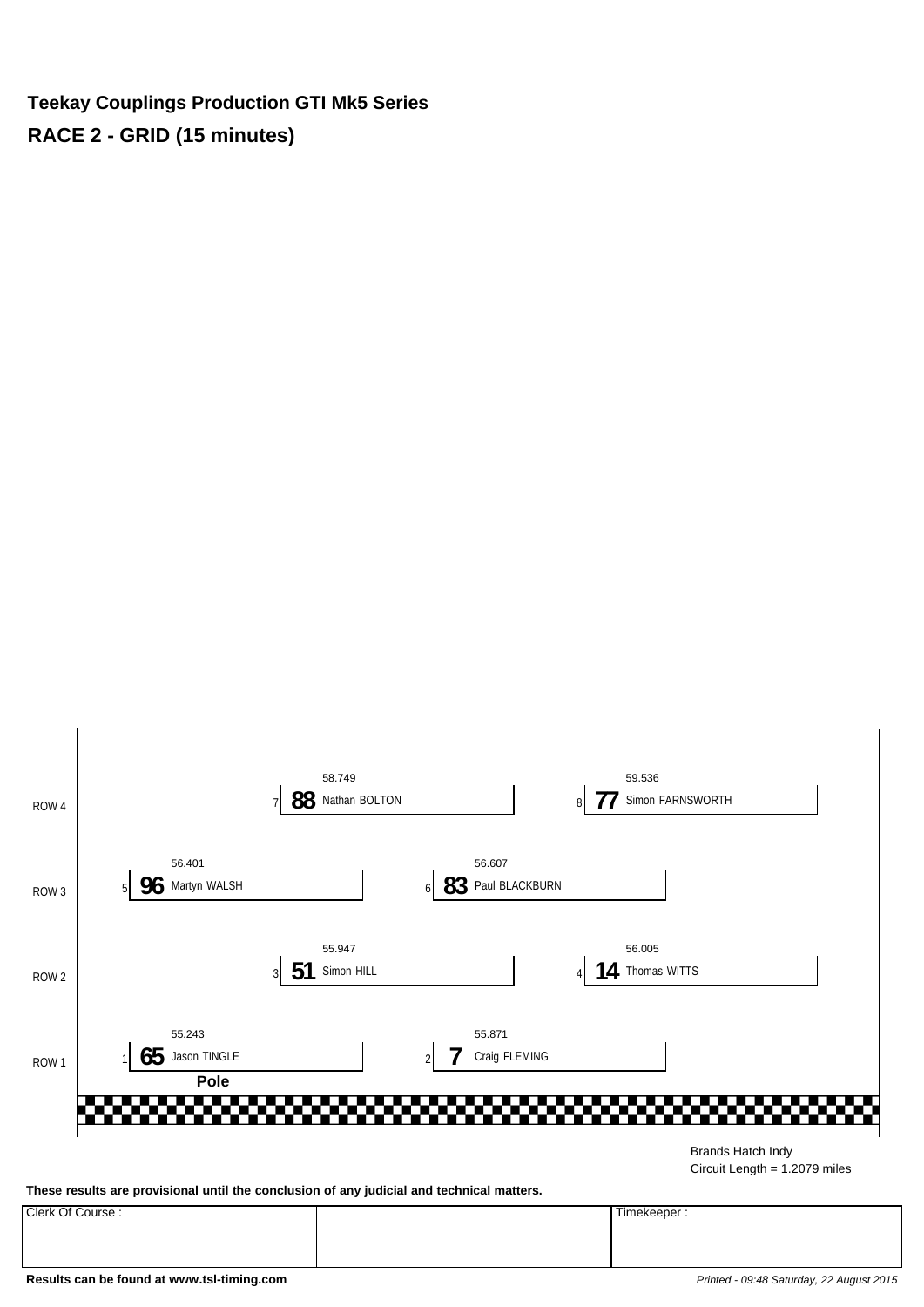**Teekay Couplings Production GTI Mk5 Series**

**RACE 2 - GRID (15 minutes)**

| Row | Position | No. | Driver | Time |
|---|---|---|---|---|
| ROW 4 | 7 | 88 | Nathan BOLTON | 58.749 |
| ROW 4 | 8 | 77 | Simon FARNSWORTH | 59.536 |
| ROW 3 | 5 | 96 | Martyn WALSH | 56.401 |
| ROW 3 | 6 | 83 | Paul BLACKBURN | 56.607 |
| ROW 2 | 3 | 51 | Simon HILL | 55.947 |
| ROW 2 | 4 | 14 | Thomas WITTS | 56.005 |
| ROW 1 | 1 | 65 | Jason TINGLE | 55.243 |
| ROW 1 | 2 | 7 | Craig FLEMING | 55.871 |

**Pole**

Brands Hatch Indy
Circuit Length = 1.2079 miles

**These results are provisional until the conclusion of any judicial and technical matters.**

| Clerk Of Course : | | Timekeeper : |
|---|---|---|
| | | |

**Results can be found at www.tsl-timing.com**

*Printed - 09:48 Saturday, 22 August 2015*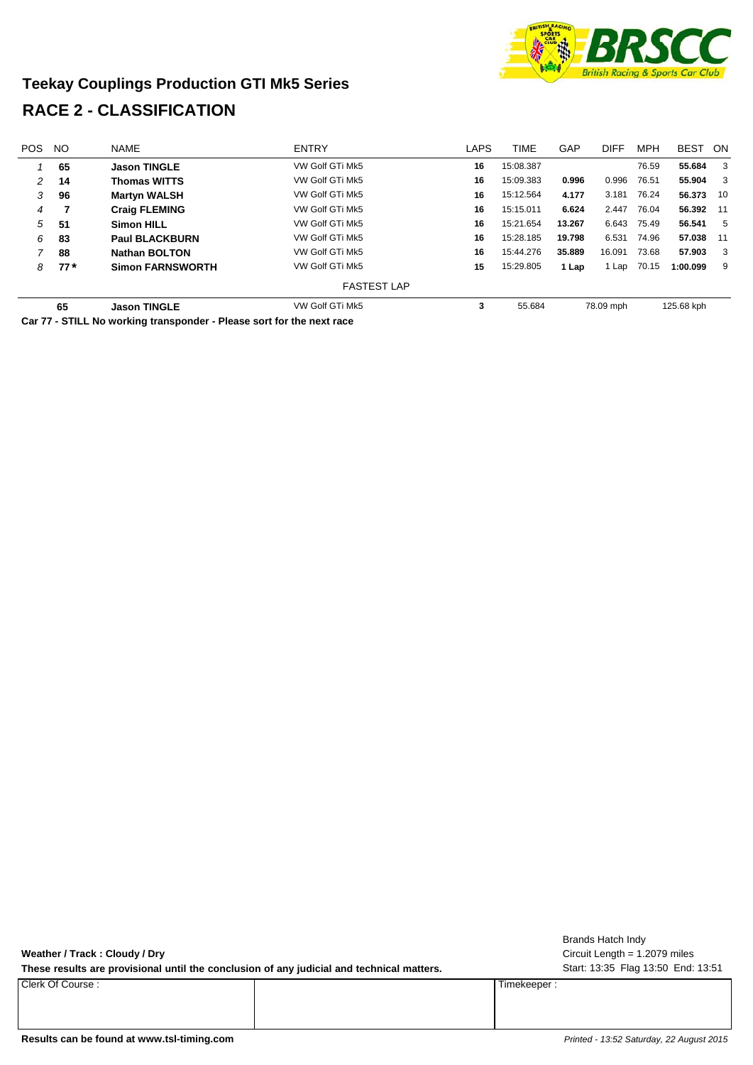## Teekay Couplings Production GTI Mk5 Series

# RACE 2 - CLASSIFICATION

| POS | NO | NAME | ENTRY | LAPS | TIME | GAP | DIFF | MPH | BEST | ON |
|---|---|---|---|---|---|---|---|---|---|---|
| 1 | **65** | **Jason TINGLE** | VW Golf GTi Mk5 | **16** | 15:08.387 | | | 76.59 | **55.684** | 3 |
| 2 | **14** | **Thomas WITTS** | VW Golf GTi Mk5 | **16** | 15:09.383 | **0.996** | 0.996 | 76.51 | **55.904** | 3 |
| 3 | **96** | **Martyn WALSH** | VW Golf GTi Mk5 | **16** | 15:12.564 | **4.177** | 3.181 | 76.24 | **56.373** | 10 |
| 4 | **7** | **Craig FLEMING** | VW Golf GTi Mk5 | **16** | 15:15.011 | **6.624** | 2.447 | 76.04 | **56.392** | 11 |
| 5 | **51** | **Simon HILL** | VW Golf GTi Mk5 | **16** | 15:21.654 | **13.267** | 6.643 | 75.49 | **56.541** | 5 |
| 6 | **83** | **Paul BLACKBURN** | VW Golf GTi Mk5 | **16** | 15:28.185 | **19.798** | 6.531 | 74.96 | **57.038** | 11 |
| 7 | **88** | **Nathan BOLTON** | VW Golf GTi Mk5 | **16** | 15:44.276 | **35.889** | 16.091 | 73.68 | **57.903** | 3 |
| 8 | **77*** | **Simon FARNSWORTH** | VW Golf GTi Mk5 | **15** | 15:29.805 | **1 Lap** | 1 Lap | 70.15 | **1:00.099** | 9 |

FASTEST LAP

| NO | NAME | ENTRY | LAP | TIME | MPH | KPH |
|---|---|---|---|---|---|---|
| **65** | **Jason TINGLE** | VW Golf GTi Mk5 | **3** | 55.684 | 78.09 mph | 125.68 kph |

**Car 77 - STILL No working transponder - Please sort for the next race**

**Weather / Track : Cloudy / Dry**

**These results are provisional until the conclusion of any judicial and technical matters.**

Brands Hatch Indy
Circuit Length = 1.2079 miles
Start: 13:35 Flag 13:50 End: 13:51

| Clerk Of Course : | | Timekeeper : |
|---|---|---|
| | | |

**Results can be found at www.tsl-timing.com**

*Printed - 13:52 Saturday, 22 August 2015*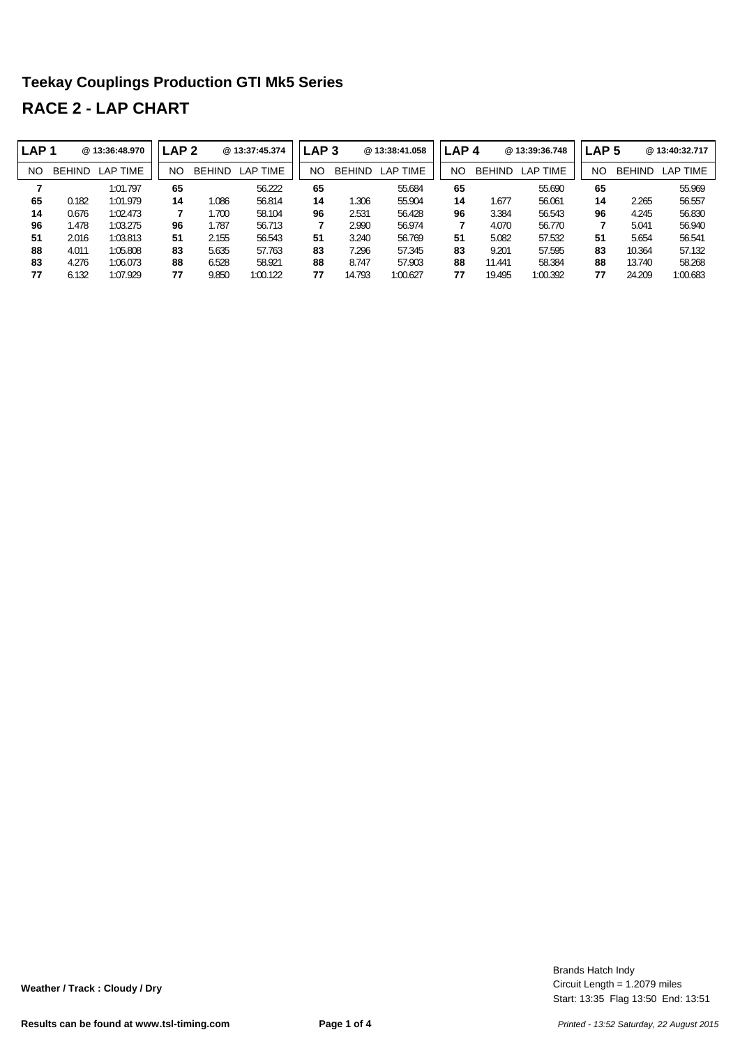# Teekay Couplings Production GTI Mk5 Series

## RACE 2 - LAP CHART

| LAP 1 | | @ 13:36:48.970 | LAP 2 | | @ 13:37:45.374 | LAP 3 | | @ 13:38:41.058 | LAP 4 | | @ 13:39:36.748 | LAP 5 | | @ 13:40:32.717 |
|---|---|---|---|---|---|---|---|---|---|---|---|---|---|---|
| NO | BEHIND | LAP TIME | NO | BEHIND | LAP TIME | NO | BEHIND | LAP TIME | NO | BEHIND | LAP TIME | NO | BEHIND | LAP TIME |
| **7** | | 1:01.797 | **65** | | 56.222 | **65** | | 55.684 | **65** | | 55.690 | **65** | | 55.969 |
| **65** | 0.182 | 1:01.979 | **14** | 1.086 | 56.814 | **14** | 1.306 | 55.904 | **14** | 1.677 | 56.061 | **14** | 2.265 | 56.557 |
| **14** | 0.676 | 1:02.473 | **7** | 1.700 | 58.104 | **96** | 2.531 | 56.428 | **96** | 3.384 | 56.543 | **96** | 4.245 | 56.830 |
| **96** | 1.478 | 1:03.275 | **96** | 1.787 | 56.713 | **7** | 2.990 | 56.974 | **7** | 4.070 | 56.770 | **7** | 5.041 | 56.940 |
| **51** | 2.016 | 1:03.813 | **51** | 2.155 | 56.543 | **51** | 3.240 | 56.769 | **51** | 5.082 | 57.532 | **51** | 5.654 | 56.541 |
| **88** | 4.011 | 1:05.808 | **83** | 5.635 | 57.763 | **83** | 7.296 | 57.345 | **83** | 9.201 | 57.595 | **83** | 10.364 | 57.132 |
| **83** | 4.276 | 1:06.073 | **88** | 6.528 | 58.921 | **88** | 8.747 | 57.903 | **88** | 11.441 | 58.384 | **88** | 13.740 | 58.268 |
| **77** | 6.132 | 1:07.929 | **77** | 9.850 | 1:00.122 | **77** | 14.793 | 1:00.627 | **77** | 19.495 | 1:00.392 | **77** | 24.209 | 1:00.683 |

**Weather / Track : Cloudy / Dry**

Brands Hatch Indy
Circuit Length = 1.2079 miles
Start: 13:35 Flag 13:50 End: 13:51

**Results can be found at www.tsl-timing.com**

*Printed - 13:52 Saturday, 22 August 2015*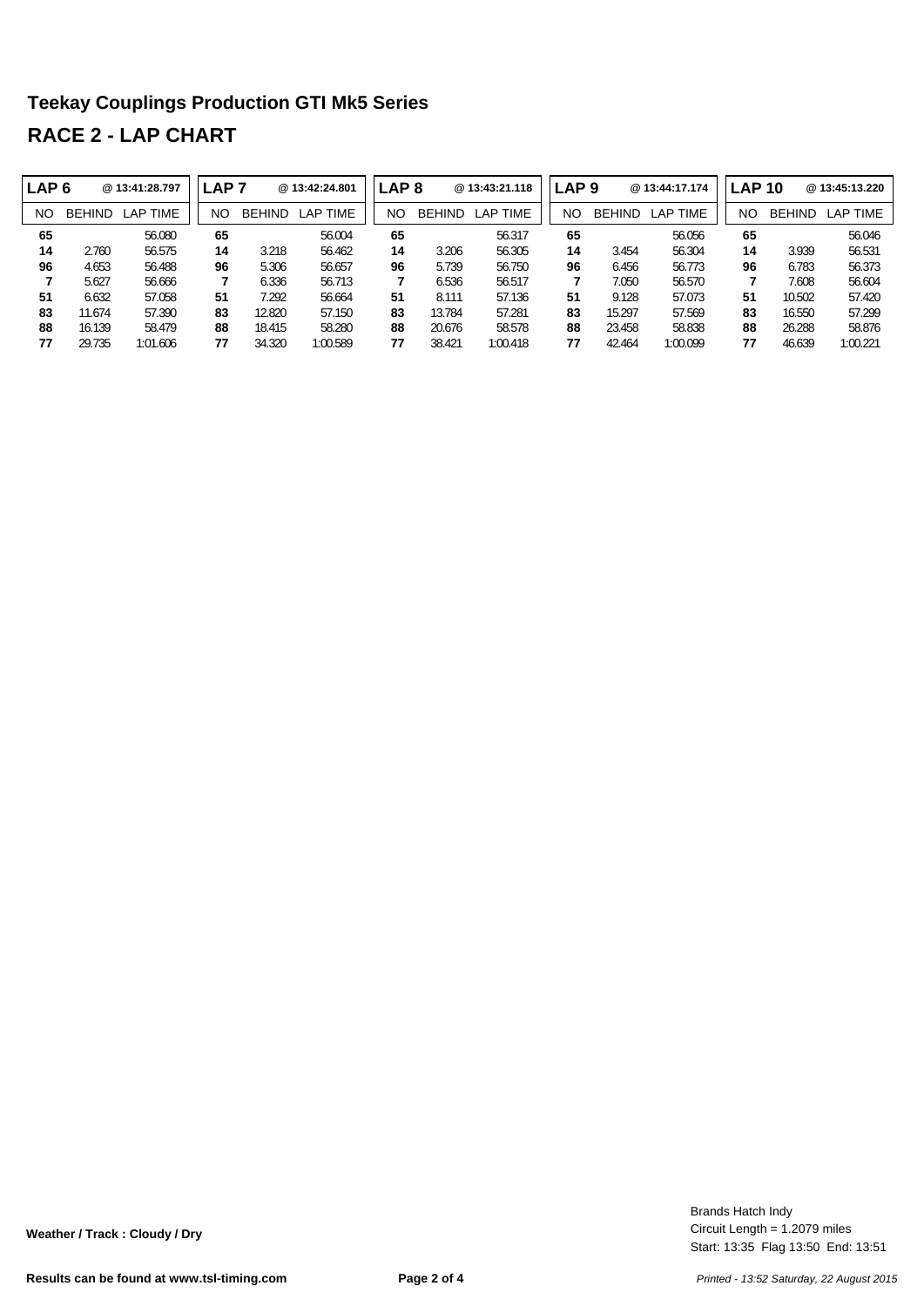## Teekay Couplings Production GTI Mk5 Series

## RACE 2 - LAP CHART

| LAP 6 | | @ 13:41:28.797 | LAP 7 | | @ 13:42:24.801 | LAP 8 | | @ 13:43:21.118 | LAP 9 | | @ 13:44:17.174 | LAP 10 | | @ 13:45:13.220 |
|---|---|---|---|---|---|---|---|---|---|---|---|---|---|---|
| NO | BEHIND | LAP TIME | NO | BEHIND | LAP TIME | NO | BEHIND | LAP TIME | NO | BEHIND | LAP TIME | NO | BEHIND | LAP TIME |
| **65** | | 56.080 | **65** | | 56.004 | **65** | | 56.317 | **65** | | 56.056 | **65** | | 56.046 |
| **14** | 2.760 | 56.575 | **14** | 3.218 | 56.462 | **14** | 3.206 | 56.305 | **14** | 3.454 | 56.304 | **14** | 3.939 | 56.531 |
| **96** | 4.653 | 56.488 | **96** | 5.306 | 56.657 | **96** | 5.739 | 56.750 | **96** | 6.456 | 56.773 | **96** | 6.783 | 56.373 |
| **7** | 5.627 | 56.666 | **7** | 6.336 | 56.713 | **7** | 6.536 | 56.517 | **7** | 7.050 | 56.570 | **7** | 7.608 | 56.604 |
| **51** | 6.632 | 57.058 | **51** | 7.292 | 56.664 | **51** | 8.111 | 57.136 | **51** | 9.128 | 57.073 | **51** | 10.502 | 57.420 |
| **83** | 11.674 | 57.390 | **83** | 12.820 | 57.150 | **83** | 13.784 | 57.281 | **83** | 15.297 | 57.569 | **83** | 16.550 | 57.299 |
| **88** | 16.139 | 58.479 | **88** | 18.415 | 58.280 | **88** | 20.676 | 58.578 | **88** | 23.458 | 58.838 | **88** | 26.288 | 58.876 |
| **77** | 29.735 | 1:01.606 | **77** | 34.320 | 1:00.589 | **77** | 38.421 | 1:00.418 | **77** | 42.464 | 1:00.099 | **77** | 46.639 | 1:00.221 |

**Weather / Track : Cloudy / Dry**

Brands Hatch Indy
Circuit Length = 1.2079 miles
Start: 13:35 Flag 13:50 End: 13:51

**Results can be found at www.tsl-timing.com**

*Printed - 13:52 Saturday, 22 August 2015*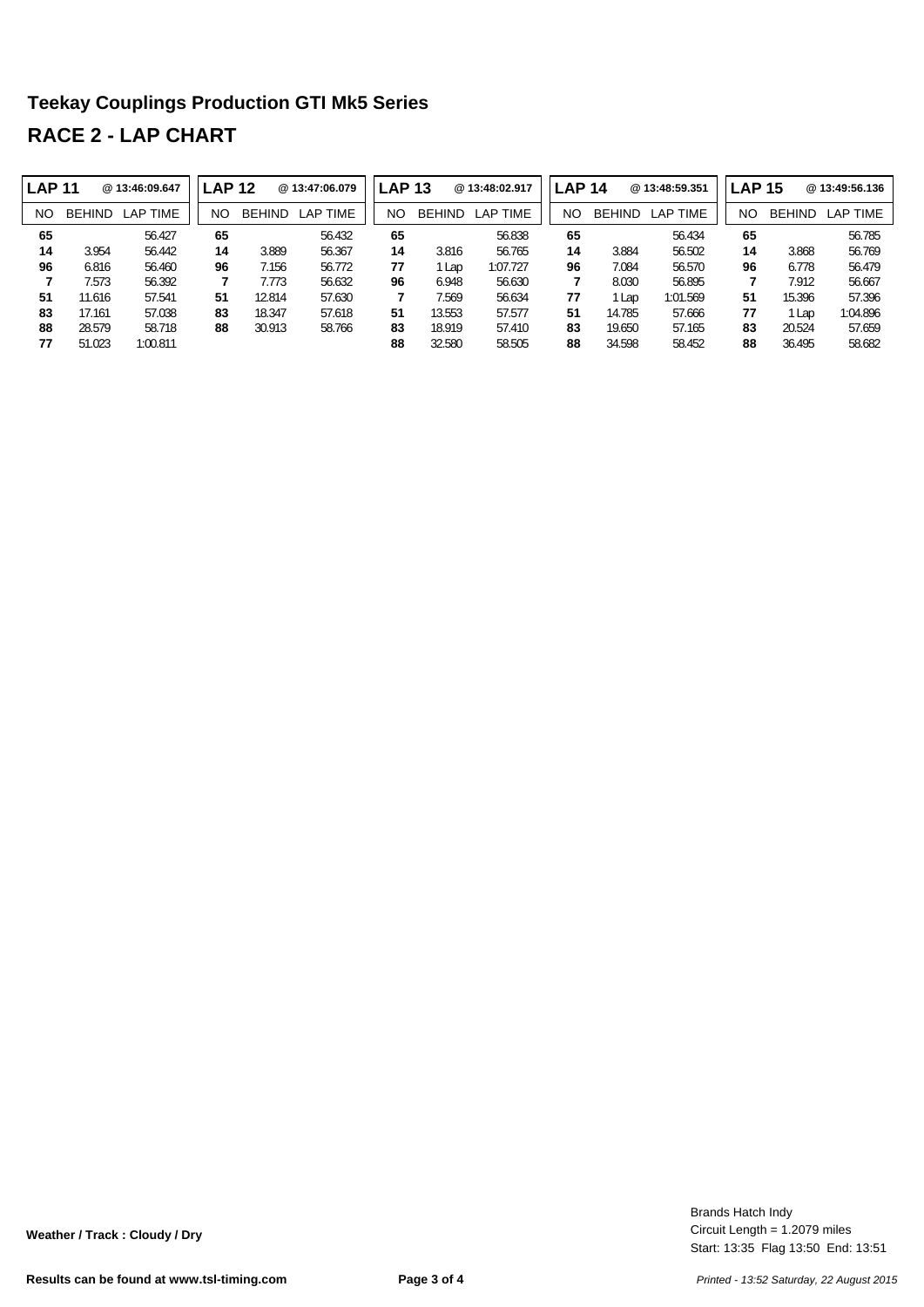# Teekay Couplings Production GTI Mk5 Series

## RACE 2 - LAP CHART

| LAP 11 | | @ 13:46:09.647 |
|---|---|---|
| NO | BEHIND | LAP TIME |
| 65 | | 56.427 |
| 14 | 3.954 | 56.442 |
| 96 | 6.816 | 56.460 |
| 7 | 7.573 | 56.392 |
| 51 | 11.616 | 57.541 |
| 83 | 17.161 | 57.038 |
| 88 | 28.579 | 58.718 |
| 77 | 51.023 | 1:00.811 |

| LAP 12 | | @ 13:47:06.079 |
|---|---|---|
| NO | BEHIND | LAP TIME |
| 65 | | 56.432 |
| 14 | 3.889 | 56.367 |
| 96 | 7.156 | 56.772 |
| 7 | 7.773 | 56.632 |
| 51 | 12.814 | 57.630 |
| 83 | 18.347 | 57.618 |
| 88 | 30.913 | 58.766 |

| LAP 13 | | @ 13:48:02.917 |
|---|---|---|
| NO | BEHIND | LAP TIME |
| 65 | | 56.838 |
| 14 | 3.816 | 56.765 |
| 77 | 1 Lap | 1:07.727 |
| 96 | 6.948 | 56.630 |
| 7 | 7.569 | 56.634 |
| 51 | 13.553 | 57.577 |
| 83 | 18.919 | 57.410 |
| 88 | 32.580 | 58.505 |

| LAP 14 | | @ 13:48:59.351 |
|---|---|---|
| NO | BEHIND | LAP TIME |
| 65 | | 56.434 |
| 14 | 3.884 | 56.502 |
| 96 | 7.084 | 56.570 |
| 7 | 8.030 | 56.895 |
| 77 | 1 Lap | 1:01.569 |
| 51 | 14.785 | 57.666 |
| 83 | 19.650 | 57.165 |
| 88 | 34.598 | 58.452 |

| LAP 15 | | @ 13:49:56.136 |
|---|---|---|
| NO | BEHIND | LAP TIME |
| 65 | | 56.785 |
| 14 | 3.868 | 56.769 |
| 96 | 6.778 | 56.479 |
| 7 | 7.912 | 56.667 |
| 51 | 15.396 | 57.396 |
| 77 | 1 Lap | 1:04.896 |
| 83 | 20.524 | 57.659 |
| 88 | 36.495 | 58.682 |

**Weather / Track : Cloudy / Dry**

Brands Hatch Indy
Circuit Length = 1.2079 miles
Start: 13:35 Flag 13:50 End: 13:51

**Results can be found at www.tsl-timing.com**

*Printed - 13:52 Saturday, 22 August 2015*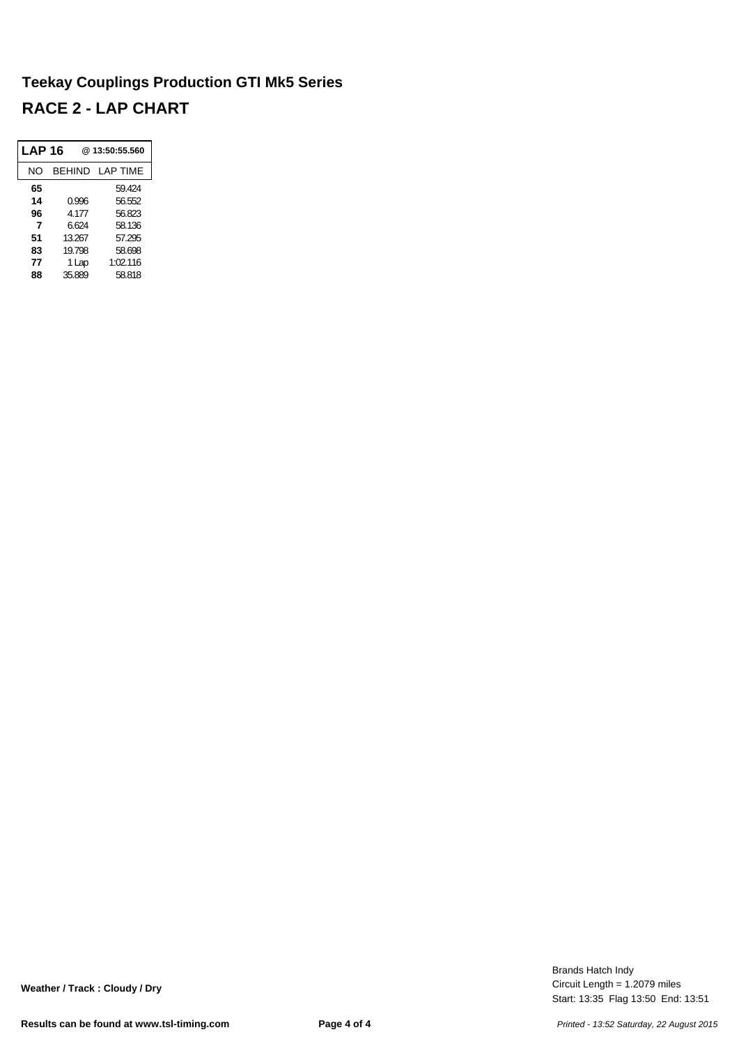# Teekay Couplings Production GTI Mk5 Series

## RACE 2 - LAP CHART

| LAP 16 | @ 13:50:55.560 | |
|---|---|---|
| NO | BEHIND | LAP TIME |
| **65** | | 59.424 |
| **14** | 0.996 | 56.552 |
| **96** | 4.177 | 56.823 |
| **7** | 6.624 | 58.136 |
| **51** | 13.267 | 57.295 |
| **83** | 19.798 | 58.698 |
| **77** | 1 Lap | 1:02.116 |
| **88** | 35.889 | 58.818 |

**Weather / Track : Cloudy / Dry**

Brands Hatch Indy
Circuit Length = 1.2079 miles
Start: 13:35 Flag 13:50 End: 13:51

**Results can be found at www.tsl-timing.com**

*Printed - 13:52 Saturday, 22 August 2015*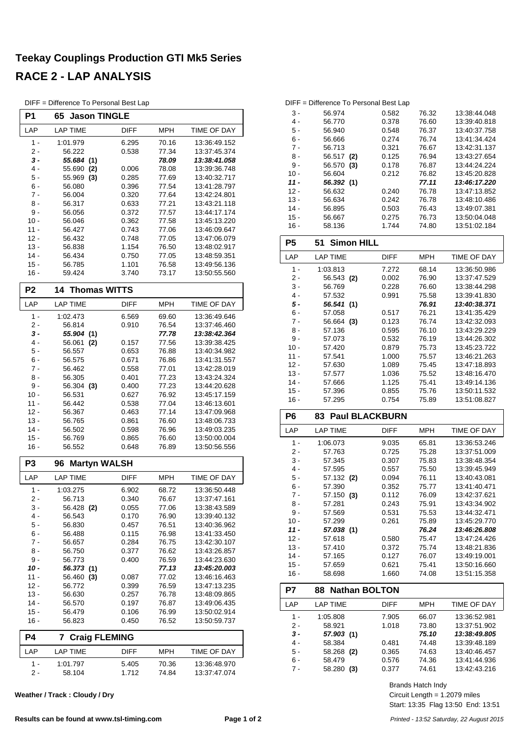# Teekay Couplings Production GTI Mk5 Series

## RACE 2 - LAP ANALYSIS

DIFF = Difference To Personal Best Lap

### P1 65 Jason TINGLE

| LAP | LAP TIME | DIFF | MPH | TIME OF DAY |
|---|---|---|---|---|
| 1 - | 1:01.979 | 6.295 | 70.16 | 13:36:49.152 |
| 2 - | 56.222 | 0.538 | 77.34 | 13:37:45.374 |
| ***3 -*** | ***55.684 (1)*** | | ***78.09*** | ***13:38:41.058*** |
| 4 - | 55.690 **(2)** | 0.006 | 78.08 | 13:39:36.748 |
| 5 - | 55.969 **(3)** | 0.285 | 77.69 | 13:40:32.717 |
| 6 - | 56.080 | 0.396 | 77.54 | 13:41:28.797 |
| 7 - | 56.004 | 0.320 | 77.64 | 13:42:24.801 |
| 8 - | 56.317 | 0.633 | 77.21 | 13:43:21.118 |
| 9 - | 56.056 | 0.372 | 77.57 | 13:44:17.174 |
| 10 - | 56.046 | 0.362 | 77.58 | 13:45:13.220 |
| 11 - | 56.427 | 0.743 | 77.06 | 13:46:09.647 |
| 12 - | 56.432 | 0.748 | 77.05 | 13:47:06.079 |
| 13 - | 56.838 | 1.154 | 76.50 | 13:48:02.917 |
| 14 - | 56.434 | 0.750 | 77.05 | 13:48:59.351 |
| 15 - | 56.785 | 1.101 | 76.58 | 13:49:56.136 |
| 16 - | 59.424 | 3.740 | 73.17 | 13:50:55.560 |

### P2 14 Thomas WITTS

| LAP | LAP TIME | DIFF | MPH | TIME OF DAY |
|---|---|---|---|---|
| 1 - | 1:02.473 | 6.569 | 69.60 | 13:36:49.646 |
| 2 - | 56.814 | 0.910 | 76.54 | 13:37:46.460 |
| ***3 -*** | ***55.904 (1)*** | | ***77.78*** | ***13:38:42.364*** |
| 4 - | 56.061 **(2)** | 0.157 | 77.56 | 13:39:38.425 |
| 5 - | 56.557 | 0.653 | 76.88 | 13:40:34.982 |
| 6 - | 56.575 | 0.671 | 76.86 | 13:41:31.557 |
| 7 - | 56.462 | 0.558 | 77.01 | 13:42:28.019 |
| 8 - | 56.305 | 0.401 | 77.23 | 13:43:24.324 |
| 9 - | 56.304 **(3)** | 0.400 | 77.23 | 13:44:20.628 |
| 10 - | 56.531 | 0.627 | 76.92 | 13:45:17.159 |
| 11 - | 56.442 | 0.538 | 77.04 | 13:46:13.601 |
| 12 - | 56.367 | 0.463 | 77.14 | 13:47:09.968 |
| 13 - | 56.765 | 0.861 | 76.60 | 13:48:06.733 |
| 14 - | 56.502 | 0.598 | 76.96 | 13:49:03.235 |
| 15 - | 56.769 | 0.865 | 76.60 | 13:50:00.004 |
| 16 - | 56.552 | 0.648 | 76.89 | 13:50:56.556 |

### P3 96 Martyn WALSH

| LAP | LAP TIME | DIFF | MPH | TIME OF DAY |
|---|---|---|---|---|
| 1 - | 1:03.275 | 6.902 | 68.72 | 13:36:50.448 |
| 2 - | 56.713 | 0.340 | 76.67 | 13:37:47.161 |
| 3 - | 56.428 **(2)** | 0.055 | 77.06 | 13:38:43.589 |
| 4 - | 56.543 | 0.170 | 76.90 | 13:39:40.132 |
| 5 - | 56.830 | 0.457 | 76.51 | 13:40:36.962 |
| 6 - | 56.488 | 0.115 | 76.98 | 13:41:33.450 |
| 7 - | 56.657 | 0.284 | 76.75 | 13:42:30.107 |
| 8 - | 56.750 | 0.377 | 76.62 | 13:43:26.857 |
| 9 - | 56.773 | 0.400 | 76.59 | 13:44:23.630 |
| ***10 -*** | ***56.373 (1)*** | | ***77.13*** | ***13:45:20.003*** |
| 11 - | 56.460 **(3)** | 0.087 | 77.02 | 13:46:16.463 |
| 12 - | 56.772 | 0.399 | 76.59 | 13:47:13.235 |
| 13 - | 56.630 | 0.257 | 76.78 | 13:48:09.865 |
| 14 - | 56.570 | 0.197 | 76.87 | 13:49:06.435 |
| 15 - | 56.479 | 0.106 | 76.99 | 13:50:02.914 |
| 16 - | 56.823 | 0.450 | 76.52 | 13:50:59.737 |

### P4 7 Craig FLEMING

| LAP | LAP TIME | DIFF | MPH | TIME OF DAY |
|---|---|---|---|---|
| 1 - | 1:01.797 | 5.405 | 70.36 | 13:36:48.970 |
| 2 - | 58.104 | 1.712 | 74.84 | 13:37:47.074 |
| 3 - | 56.974 | 0.582 | 76.32 | 13:38:44.048 |
| 4 - | 56.770 | 0.378 | 76.60 | 13:39:40.818 |
| 5 - | 56.940 | 0.548 | 76.37 | 13:40:37.758 |
| 6 - | 56.666 | 0.274 | 76.74 | 13:41:34.424 |
| 7 - | 56.713 | 0.321 | 76.67 | 13:42:31.137 |
| 8 - | 56.517 **(2)** | 0.125 | 76.94 | 13:43:27.654 |
| 9 - | 56.570 **(3)** | 0.178 | 76.87 | 13:44:24.224 |
| 10 - | 56.604 | 0.212 | 76.82 | 13:45:20.828 |
| ***11 -*** | ***56.392 (1)*** | | ***77.11*** | ***13:46:17.220*** |
| 12 - | 56.632 | 0.240 | 76.78 | 13:47:13.852 |
| 13 - | 56.634 | 0.242 | 76.78 | 13:48:10.486 |
| 14 - | 56.895 | 0.503 | 76.43 | 13:49:07.381 |
| 15 - | 56.667 | 0.275 | 76.73 | 13:50:04.048 |
| 16 - | 58.136 | 1.744 | 74.80 | 13:51:02.184 |

### P5 51 Simon HILL

| LAP | LAP TIME | DIFF | MPH | TIME OF DAY |
|---|---|---|---|---|
| 1 - | 1:03.813 | 7.272 | 68.14 | 13:36:50.986 |
| 2 - | 56.543 **(2)** | 0.002 | 76.90 | 13:37:47.529 |
| 3 - | 56.769 | 0.228 | 76.60 | 13:38:44.298 |
| 4 - | 57.532 | 0.991 | 75.58 | 13:39:41.830 |
| ***5 -*** | ***56.541 (1)*** | | ***76.91*** | ***13:40:38.371*** |
| 6 - | 57.058 | 0.517 | 76.21 | 13:41:35.429 |
| 7 - | 56.664 **(3)** | 0.123 | 76.74 | 13:42:32.093 |
| 8 - | 57.136 | 0.595 | 76.10 | 13:43:29.229 |
| 9 - | 57.073 | 0.532 | 76.19 | 13:44:26.302 |
| 10 - | 57.420 | 0.879 | 75.73 | 13:45:23.722 |
| 11 - | 57.541 | 1.000 | 75.57 | 13:46:21.263 |
| 12 - | 57.630 | 1.089 | 75.45 | 13:47:18.893 |
| 13 - | 57.577 | 1.036 | 75.52 | 13:48:16.470 |
| 14 - | 57.666 | 1.125 | 75.41 | 13:49:14.136 |
| 15 - | 57.396 | 0.855 | 75.76 | 13:50:11.532 |
| 16 - | 57.295 | 0.754 | 75.89 | 13:51:08.827 |

### P6 83 Paul BLACKBURN

| LAP | LAP TIME | DIFF | MPH | TIME OF DAY |
|---|---|---|---|---|
| 1 - | 1:06.073 | 9.035 | 65.81 | 13:36:53.246 |
| 2 - | 57.763 | 0.725 | 75.28 | 13:37:51.009 |
| 3 - | 57.345 | 0.307 | 75.83 | 13:38:48.354 |
| 4 - | 57.595 | 0.557 | 75.50 | 13:39:45.949 |
| 5 - | 57.132 **(2)** | 0.094 | 76.11 | 13:40:43.081 |
| 6 - | 57.390 | 0.352 | 75.77 | 13:41:40.471 |
| 7 - | 57.150 **(3)** | 0.112 | 76.09 | 13:42:37.621 |
| 8 - | 57.281 | 0.243 | 75.91 | 13:43:34.902 |
| 9 - | 57.569 | 0.531 | 75.53 | 13:44:32.471 |
| 10 - | 57.299 | 0.261 | 75.89 | 13:45:29.770 |
| ***11 -*** | ***57.038 (1)*** | | ***76.24*** | ***13:46:26.808*** |
| 12 - | 57.618 | 0.580 | 75.47 | 13:47:24.426 |
| 13 - | 57.410 | 0.372 | 75.74 | 13:48:21.836 |
| 14 - | 57.165 | 0.127 | 76.07 | 13:49:19.001 |
| 15 - | 57.659 | 0.621 | 75.41 | 13:50:16.660 |
| 16 - | 58.698 | 1.660 | 74.08 | 13:51:15.358 |

### P7 88 Nathan BOLTON

| LAP | LAP TIME | DIFF | MPH | TIME OF DAY |
|---|---|---|---|---|
| 1 - | 1:05.808 | 7.905 | 66.07 | 13:36:52.981 |
| 2 - | 58.921 | 1.018 | 73.80 | 13:37:51.902 |
| ***3 -*** | ***57.903 (1)*** | | ***75.10*** | ***13:38:49.805*** |
| 4 - | 58.384 | 0.481 | 74.48 | 13:39:48.189 |
| 5 - | 58.268 **(2)** | 0.365 | 74.63 | 13:40:46.457 |
| 6 - | 58.479 | 0.576 | 74.36 | 13:41:44.936 |
| 7 - | 58.280 **(3)** | 0.377 | 74.61 | 13:42:43.216 |

**Weather / Track : Cloudy / Dry**

Brands Hatch Indy
Circuit Length = 1.2079 miles
Start: 13:35 Flag 13:50 End: 13:51

**Results can be found at www.tsl-timing.com**

*Printed - 13:52 Saturday, 22 August 2015*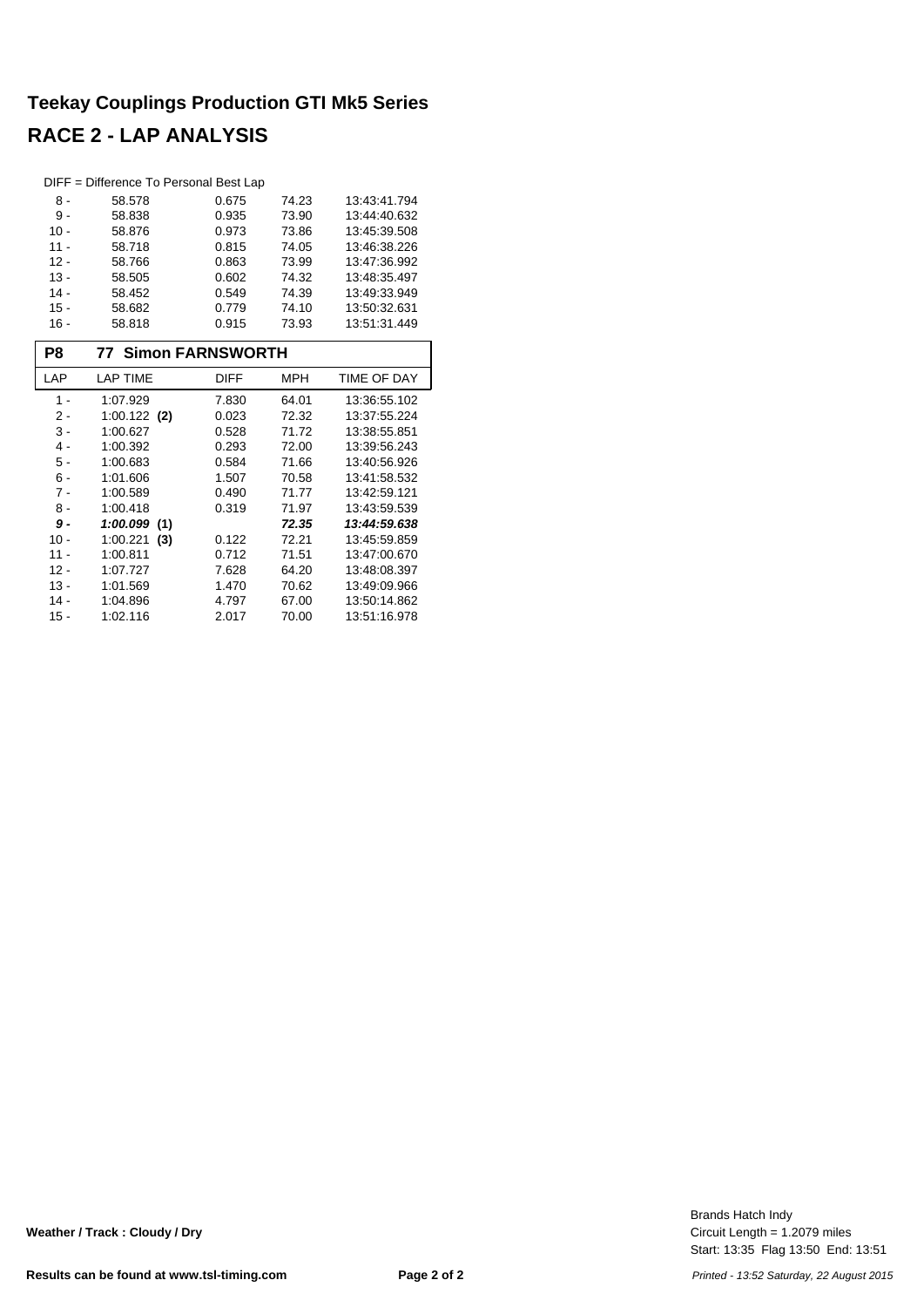## Teekay Couplings Production GTI Mk5 Series

## RACE 2 - LAP ANALYSIS

DIFF = Difference To Personal Best Lap

| LAP | LAP TIME | DIFF | MPH | TIME OF DAY |
|---|---|---|---|---|
| 8 - | 58.578 | 0.675 | 74.23 | 13:43:41.794 |
| 9 - | 58.838 | 0.935 | 73.90 | 13:44:40.632 |
| 10 - | 58.876 | 0.973 | 73.86 | 13:45:39.508 |
| 11 - | 58.718 | 0.815 | 74.05 | 13:46:38.226 |
| 12 - | 58.766 | 0.863 | 73.99 | 13:47:36.992 |
| 13 - | 58.505 | 0.602 | 74.32 | 13:48:35.497 |
| 14 - | 58.452 | 0.549 | 74.39 | 13:49:33.949 |
| 15 - | 58.682 | 0.779 | 74.10 | 13:50:32.631 |
| 16 - | 58.818 | 0.915 | 73.93 | 13:51:31.449 |

### P8 77 Simon FARNSWORTH

| LAP | LAP TIME | DIFF | MPH | TIME OF DAY |
|---|---|---|---|---|
| 1 - | 1:07.929 | 7.830 | 64.01 | 13:36:55.102 |
| 2 - | 1:00.122 **(2)** | 0.023 | 72.32 | 13:37:55.224 |
| 3 - | 1:00.627 | 0.528 | 71.72 | 13:38:55.851 |
| 4 - | 1:00.392 | 0.293 | 72.00 | 13:39:56.243 |
| 5 - | 1:00.683 | 0.584 | 71.66 | 13:40:56.926 |
| 6 - | 1:01.606 | 1.507 | 70.58 | 13:41:58.532 |
| 7 - | 1:00.589 | 0.490 | 71.77 | 13:42:59.121 |
| 8 - | 1:00.418 | 0.319 | 71.97 | 13:43:59.539 |
| ***9 -*** | ***1:00.099*** **(1)** | | ***72.35*** | ***13:44:59.638*** |
| 10 - | 1:00.221 **(3)** | 0.122 | 72.21 | 13:45:59.859 |
| 11 - | 1:00.811 | 0.712 | 71.51 | 13:47:00.670 |
| 12 - | 1:07.727 | 7.628 | 64.20 | 13:48:08.397 |
| 13 - | 1:01.569 | 1.470 | 70.62 | 13:49:09.966 |
| 14 - | 1:04.896 | 4.797 | 67.00 | 13:50:14.862 |
| 15 - | 1:02.116 | 2.017 | 70.00 | 13:51:16.978 |

**Weather / Track : Cloudy / Dry**

Brands Hatch Indy
Circuit Length = 1.2079 miles
Start: 13:35 Flag 13:50 End: 13:51

**Results can be found at www.tsl-timing.com**

*Printed - 13:52 Saturday, 22 August 2015*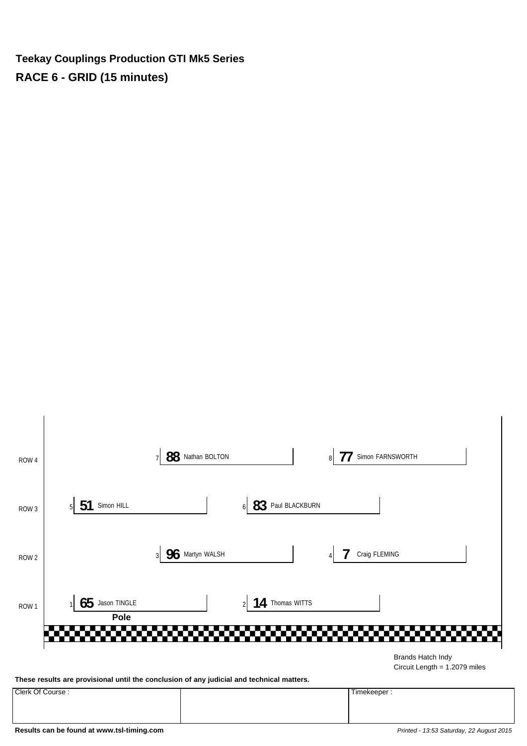# Teekay Couplings Production GTI Mk5 Series

## RACE 6 - GRID (15 minutes)

| Row | Left | Right |
| --- | --- | --- |
| ROW 4 | 7 **88** Nathan BOLTON | 8 **77** Simon FARNSWORTH |
| ROW 3 | 5 **51** Simon HILL | 6 **83** Paul BLACKBURN |
| ROW 2 | 3 **96** Martyn WALSH | 4 **7** Craig FLEMING |
| ROW 1 | 1 **65** Jason TINGLE (**Pole**) | 2 **14** Thomas WITTS |

Brands Hatch Indy
Circuit Length = 1.2079 miles

**These results are provisional until the conclusion of any judicial and technical matters.**

| Clerk Of Course : | | Timekeeper : |
| --- | --- | --- |
| | | |

**Results can be found at www.tsl-timing.com**

*Printed - 13:53 Saturday, 22 August 2015*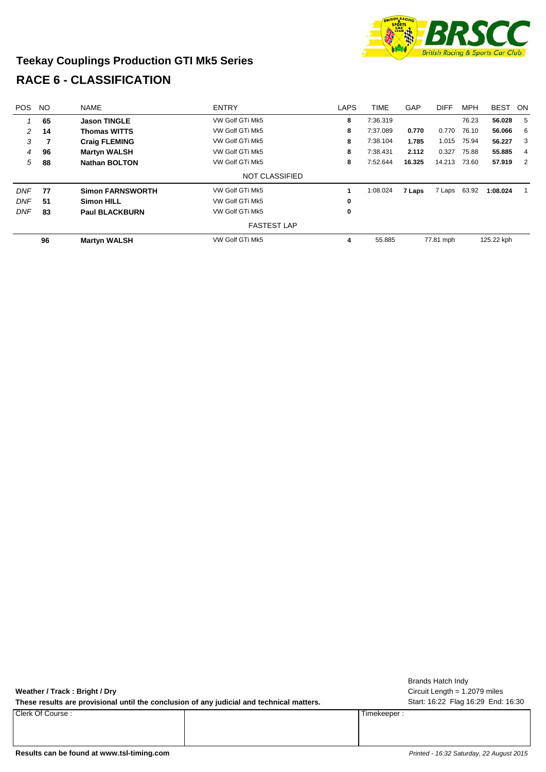## Teekay Couplings Production GTI Mk5 Series

# RACE 6 - CLASSIFICATION

| POS | NO | NAME | ENTRY | LAPS | TIME | GAP | DIFF | MPH | BEST | ON |
|---|---|---|---|---|---|---|---|---|---|---|
| 1 | 65 | **Jason TINGLE** | VW Golf GTi Mk5 | 8 | 7:36.319 | | | 76.23 | **56.028** | 5 |
| 2 | 14 | **Thomas WITTS** | VW Golf GTi Mk5 | 8 | 7:37.089 | **0.770** | 0.770 | 76.10 | **56.066** | 6 |
| 3 | 7 | **Craig FLEMING** | VW Golf GTi Mk5 | 8 | 7:38.104 | **1.785** | 1.015 | 75.94 | **56.227** | 3 |
| 4 | 96 | **Martyn WALSH** | VW Golf GTi Mk5 | 8 | 7:38.431 | **2.112** | 0.327 | 75.88 | **55.885** | 4 |
| 5 | 88 | **Nathan BOLTON** | VW Golf GTi Mk5 | 8 | 7:52.644 | **16.325** | 14.213 | 73.60 | **57.919** | 2 |
| | | | NOT CLASSIFIED | | | | | | | |
| DNF | 77 | **Simon FARNSWORTH** | VW Golf GTi Mk5 | 1 | 1:08.024 | **7 Laps** | 7 Laps | 63.92 | **1:08.024** | 1 |
| DNF | 51 | **Simon HILL** | VW Golf GTi Mk5 | 0 | | | | | | |
| DNF | 83 | **Paul BLACKBURN** | VW Golf GTi Mk5 | 0 | | | | | | |
| | | | FASTEST LAP | | | | | | | |
| | 96 | **Martyn WALSH** | VW Golf GTi Mk5 | 4 | 55.885 | | 77.81 mph | | 125.22 kph | |

**Weather / Track : Bright / Dry**

**These results are provisional until the conclusion of any judicial and technical matters.**

Brands Hatch Indy
Circuit Length = 1.2079 miles
Start: 16:22 Flag 16:29 End: 16:30

| Clerk Of Course : | | Timekeeper : |
|---|---|---|
| | | |

**Results can be found at www.tsl-timing.com**

*Printed - 16:32 Saturday, 22 August 2015*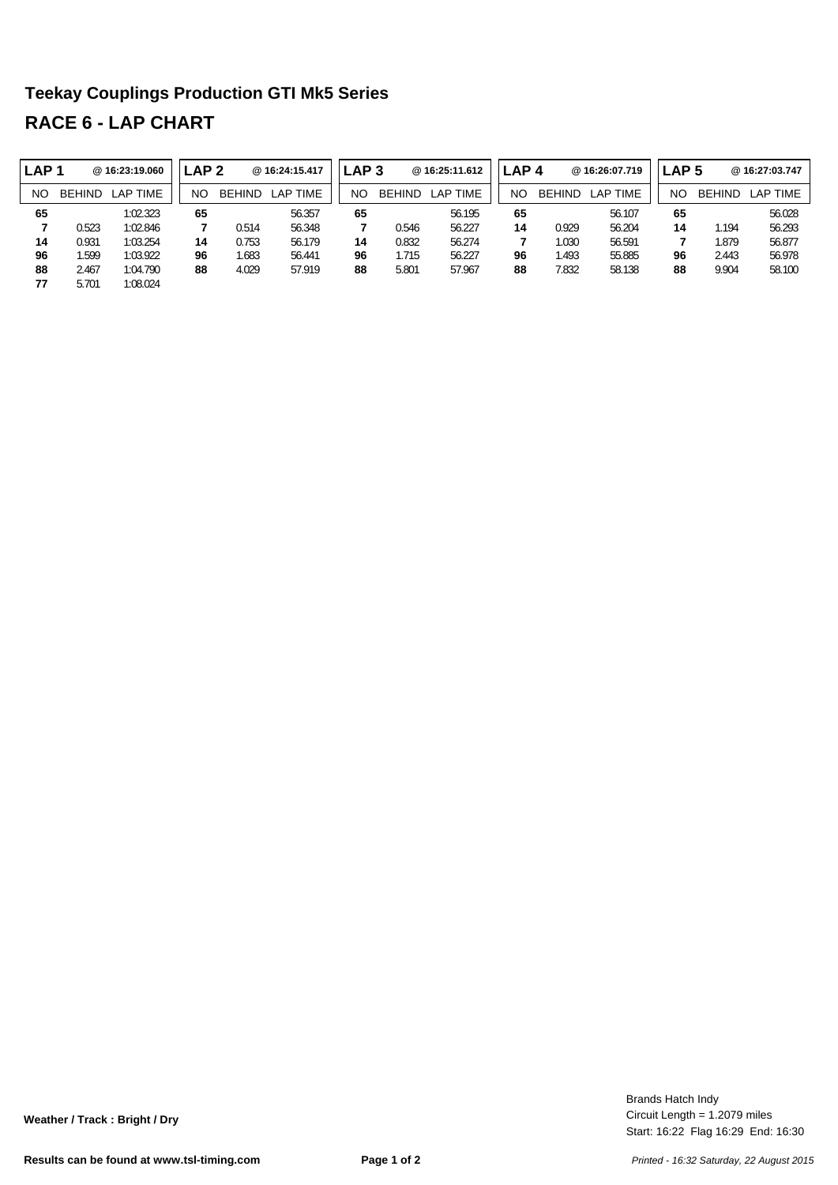# Teekay Couplings Production GTI Mk5 Series

## RACE 6 - LAP CHART

| LAP 1 | @ 16:23:19.060 | | LAP 2 | @ 16:24:15.417 | | LAP 3 | @ 16:25:11.612 | | LAP 4 | @ 16:26:07.719 | | LAP 5 | @ 16:27:03.747 | |
|---|---|---|---|---|---|---|---|---|---|---|---|---|---|---|
| NO | BEHIND | LAP TIME | NO | BEHIND | LAP TIME | NO | BEHIND | LAP TIME | NO | BEHIND | LAP TIME | NO | BEHIND | LAP TIME |
| **65** | | 1:02.323 | **65** | | 56.357 | **65** | | 56.195 | **65** | | 56.107 | **65** | | 56.028 |
| **7** | 0.523 | 1:02.846 | **7** | 0.514 | 56.348 | **7** | 0.546 | 56.227 | **14** | 0.929 | 56.204 | **14** | 1.194 | 56.293 |
| **14** | 0.931 | 1:03.254 | **14** | 0.753 | 56.179 | **14** | 0.832 | 56.274 | **7** | 1.030 | 56.591 | **7** | 1.879 | 56.877 |
| **96** | 1.599 | 1:03.922 | **96** | 1.683 | 56.441 | **96** | 1.715 | 56.227 | **96** | 1.493 | 55.885 | **96** | 2.443 | 56.978 |
| **88** | 2.467 | 1:04.790 | **88** | 4.029 | 57.919 | **88** | 5.801 | 57.967 | **88** | 7.832 | 58.138 | **88** | 9.904 | 58.100 |
| **77** | 5.701 | 1:08.024 | | | | | | | | | | | | |

**Weather / Track : Bright / Dry**

Brands Hatch Indy
Circuit Length = 1.2079 miles
Start: 16:22 Flag 16:29 End: 16:30

**Results can be found at www.tsl-timing.com**

*Printed - 16:32 Saturday, 22 August 2015*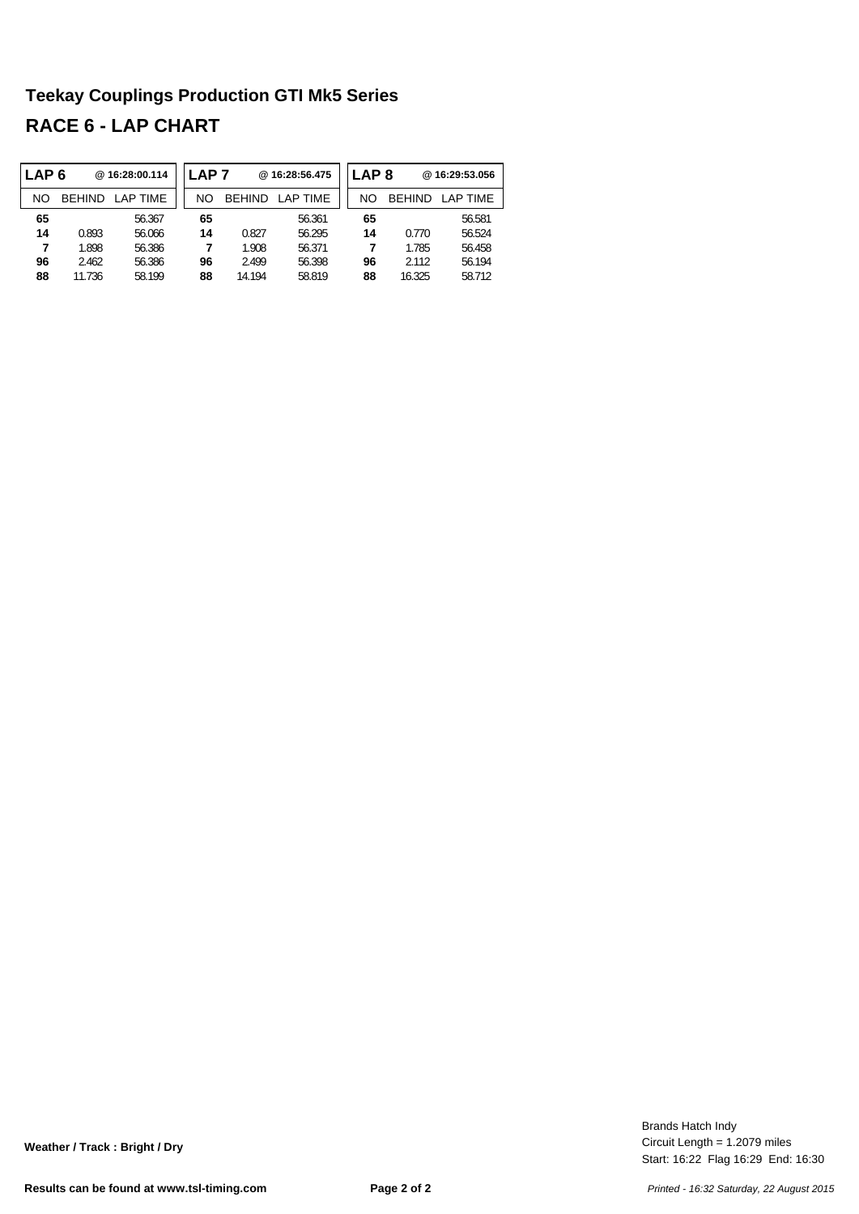# Teekay Couplings Production GTI Mk5 Series

## RACE 6 - LAP CHART

| LAP 6 | | @ 16:28:00.114 | LAP 7 | | @ 16:28:56.475 | LAP 8 | | @ 16:29:53.056 |
|---|---|---|---|---|---|---|---|---|
| NO | BEHIND | LAP TIME | NO | BEHIND | LAP TIME | NO | BEHIND | LAP TIME |
| **65** | | 56.367 | **65** | | 56.361 | **65** | | 56.581 |
| **14** | 0.893 | 56.066 | **14** | 0.827 | 56.295 | **14** | 0.770 | 56.524 |
| **7** | 1.898 | 56.386 | **7** | 1.908 | 56.371 | **7** | 1.785 | 56.458 |
| **96** | 2.462 | 56.386 | **96** | 2.499 | 56.398 | **96** | 2.112 | 56.194 |
| **88** | 11.736 | 58.199 | **88** | 14.194 | 58.819 | **88** | 16.325 | 58.712 |

**Weather / Track : Bright / Dry**

Brands Hatch Indy
Circuit Length = 1.2079 miles
Start: 16:22 Flag 16:29 End: 16:30

**Results can be found at www.tsl-timing.com**

*Printed - 16:32 Saturday, 22 August 2015*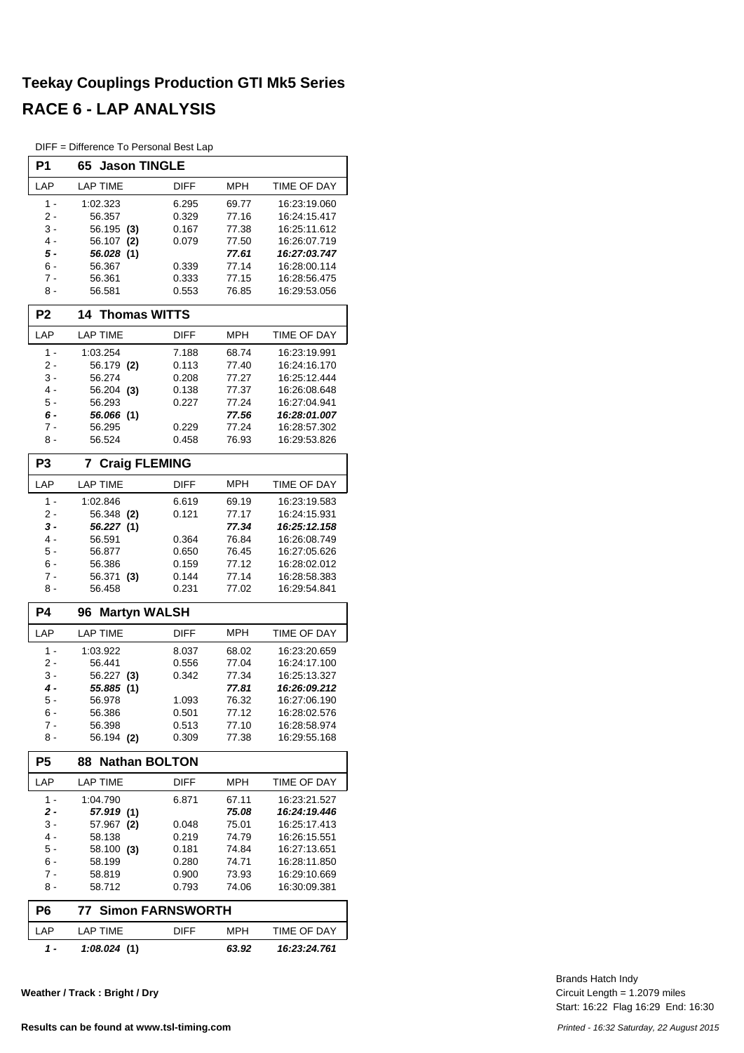# Teekay Couplings Production GTI Mk5 Series

## RACE 6 - LAP ANALYSIS

DIFF = Difference To Personal Best Lap

### P1 65 Jason TINGLE

| LAP | LAP TIME | DIFF | MPH | TIME OF DAY |
|---|---|---|---|---|
| 1 - | 1:02.323 | 6.295 | 69.77 | 16:23:19.060 |
| 2 - | 56.357 | 0.329 | 77.16 | 16:24:15.417 |
| 3 - | 56.195 **(3)** | 0.167 | 77.38 | 16:25:11.612 |
| 4 - | 56.107 **(2)** | 0.079 | 77.50 | 16:26:07.719 |
| ***5 -*** | ***56.028* (1)** | | ***77.61*** | ***16:27:03.747*** |
| 6 - | 56.367 | 0.339 | 77.14 | 16:28:00.114 |
| 7 - | 56.361 | 0.333 | 77.15 | 16:28:56.475 |
| 8 - | 56.581 | 0.553 | 76.85 | 16:29:53.056 |

### P2 14 Thomas WITTS

| LAP | LAP TIME | DIFF | MPH | TIME OF DAY |
|---|---|---|---|---|
| 1 - | 1:03.254 | 7.188 | 68.74 | 16:23:19.991 |
| 2 - | 56.179 **(2)** | 0.113 | 77.40 | 16:24:16.170 |
| 3 - | 56.274 | 0.208 | 77.27 | 16:25:12.444 |
| 4 - | 56.204 **(3)** | 0.138 | 77.37 | 16:26:08.648 |
| 5 - | 56.293 | 0.227 | 77.24 | 16:27:04.941 |
| ***6 -*** | ***56.066* (1)** | | ***77.56*** | ***16:28:01.007*** |
| 7 - | 56.295 | 0.229 | 77.24 | 16:28:57.302 |
| 8 - | 56.524 | 0.458 | 76.93 | 16:29:53.826 |

### P3 7 Craig FLEMING

| LAP | LAP TIME | DIFF | MPH | TIME OF DAY |
|---|---|---|---|---|
| 1 - | 1:02.846 | 6.619 | 69.19 | 16:23:19.583 |
| 2 - | 56.348 **(2)** | 0.121 | 77.17 | 16:24:15.931 |
| ***3 -*** | ***56.227* (1)** | | ***77.34*** | ***16:25:12.158*** |
| 4 - | 56.591 | 0.364 | 76.84 | 16:26:08.749 |
| 5 - | 56.877 | 0.650 | 76.45 | 16:27:05.626 |
| 6 - | 56.386 | 0.159 | 77.12 | 16:28:02.012 |
| 7 - | 56.371 **(3)** | 0.144 | 77.14 | 16:28:58.383 |
| 8 - | 56.458 | 0.231 | 77.02 | 16:29:54.841 |

### P4 96 Martyn WALSH

| LAP | LAP TIME | DIFF | MPH | TIME OF DAY |
|---|---|---|---|---|
| 1 - | 1:03.922 | 8.037 | 68.02 | 16:23:20.659 |
| 2 - | 56.441 | 0.556 | 77.04 | 16:24:17.100 |
| 3 - | 56.227 **(3)** | 0.342 | 77.34 | 16:25:13.327 |
| ***4 -*** | ***55.885* (1)** | | ***77.81*** | ***16:26:09.212*** |
| 5 - | 56.978 | 1.093 | 76.32 | 16:27:06.190 |
| 6 - | 56.386 | 0.501 | 77.12 | 16:28:02.576 |
| 7 - | 56.398 | 0.513 | 77.10 | 16:28:58.974 |
| 8 - | 56.194 **(2)** | 0.309 | 77.38 | 16:29:55.168 |

### P5 88 Nathan BOLTON

| LAP | LAP TIME | DIFF | MPH | TIME OF DAY |
|---|---|---|---|---|
| 1 - | 1:04.790 | 6.871 | 67.11 | 16:23:21.527 |
| ***2 -*** | ***57.919* (1)** | | ***75.08*** | ***16:24:19.446*** |
| 3 - | 57.967 **(2)** | 0.048 | 75.01 | 16:25:17.413 |
| 4 - | 58.138 | 0.219 | 74.79 | 16:26:15.551 |
| 5 - | 58.100 **(3)** | 0.181 | 74.84 | 16:27:13.651 |
| 6 - | 58.199 | 0.280 | 74.71 | 16:28:11.850 |
| 7 - | 58.819 | 0.900 | 73.93 | 16:29:10.669 |
| 8 - | 58.712 | 0.793 | 74.06 | 16:30:09.381 |

### P6 77 Simon FARNSWORTH

| LAP | LAP TIME | DIFF | MPH | TIME OF DAY |
|---|---|---|---|---|
| ***1 -*** | ***1:08.024* (1)** | | ***63.92*** | ***16:23:24.761*** |

**Weather / Track : Bright / Dry**

Brands Hatch Indy
Circuit Length = 1.2079 miles
Start: 16:22 Flag 16:29 End: 16:30

**Results can be found at www.tsl-timing.com**

*Printed - 16:32 Saturday, 22 August 2015*